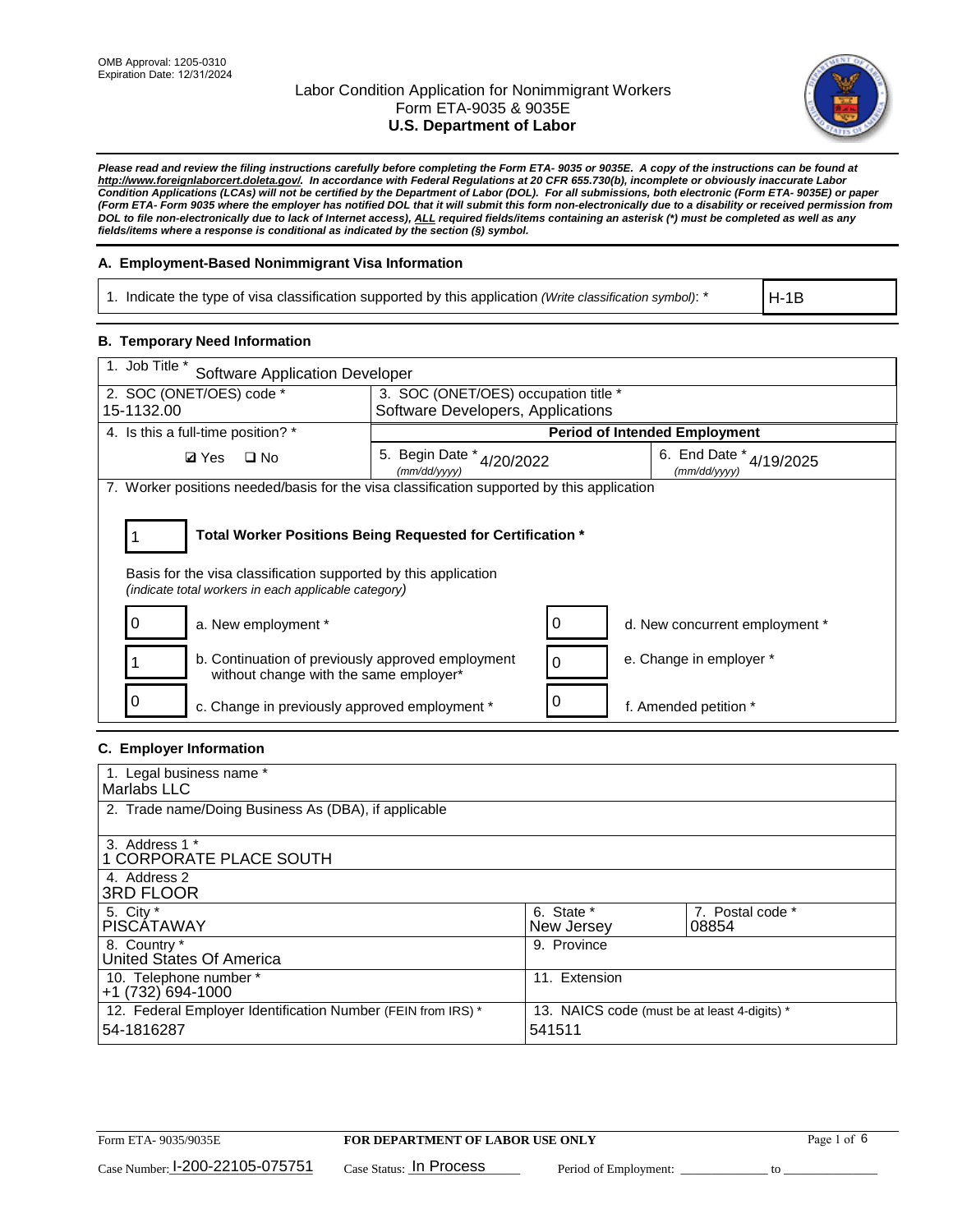OMB Approval: 1205-0310
Expiration Date: 12/31/2024

# Labor Condition Application for Nonimmigrant Workers
Form ETA-9035 & 9035E
**U.S. Department of Labor**

***Please read and review the filing instructions carefully before completing the Form ETA- 9035 or 9035E. A copy of the instructions can be found at http://www.foreignlaborcert.doleta.gov/. In accordance with Federal Regulations at 20 CFR 655.730(b), incomplete or obviously inaccurate Labor Condition Applications (LCAs) will not be certified by the Department of Labor (DOL). For all submissions, both electronic (Form ETA- 9035E) or paper (Form ETA- Form 9035 where the employer has notified DOL that it will submit this form non-electronically due to a disability or received permission from DOL to file non-electronically due to lack of Internet access), ALL required fields/items containing an asterisk (*) must be completed as well as any fields/items where a response is conditional as indicated by the section (§) symbol.***

### A. Employment-Based Nonimmigrant Visa Information

| 1. Indicate the type of visa classification supported by this application *(Write classification symbol)*: * | H-1B |
|---|---|

### B. Temporary Need Information

| 1. Job Title * Software Application Developer | | |
|---|---|---|
| 2. SOC (ONET/OES) code * 15-1132.00 | 3. SOC (ONET/OES) occupation title * Software Developers, Applications | |
| 4. Is this a full-time position? * | **Period of Intended Employment** | |
| ☑ Yes ☐ No | 5. Begin Date * *(mm/dd/yyyy)* 4/20/2022 | 6. End Date * *(mm/dd/yyyy)* 4/19/2025 |

7. Worker positions needed/basis for the visa classification supported by this application

| 1 | **Total Worker Positions Being Requested for Certification *** |
|---|---|

Basis for the visa classification supported by this application
*(indicate total workers in each applicable category)*

| | | | |
|---|---|---|---|
| 0 | a. New employment * | 0 | d. New concurrent employment * |
| 1 | b. Continuation of previously approved employment without change with the same employer* | 0 | e. Change in employer * |
| 0 | c. Change in previously approved employment * | 0 | f. Amended petition * |

### C. Employer Information

| | | |
|---|---|---|
| 1. Legal business name * Marlabs LLC | | |
| 2. Trade name/Doing Business As (DBA), if applicable | | |
| 3. Address 1 * 1 CORPORATE PLACE SOUTH | | |
| 4. Address 2 3RD FLOOR | | |
| 5. City * PISCATAWAY | 6. State * New Jersey | 7. Postal code * 08854 |
| 8. Country * United States Of America | 9. Province | |
| 10. Telephone number * +1 (732) 694-1000 | 11. Extension | |
| 12. Federal Employer Identification Number (FEIN from IRS) * 54-1816287 | 13. NAICS code (must be at least 4-digits) * 541511 | |

Form ETA- 9035/9035E | **FOR DEPARTMENT OF LABOR USE ONLY**

Case Number: I-200-22105-075751 Case Status: In Process Period of Employment: _____________ to _____________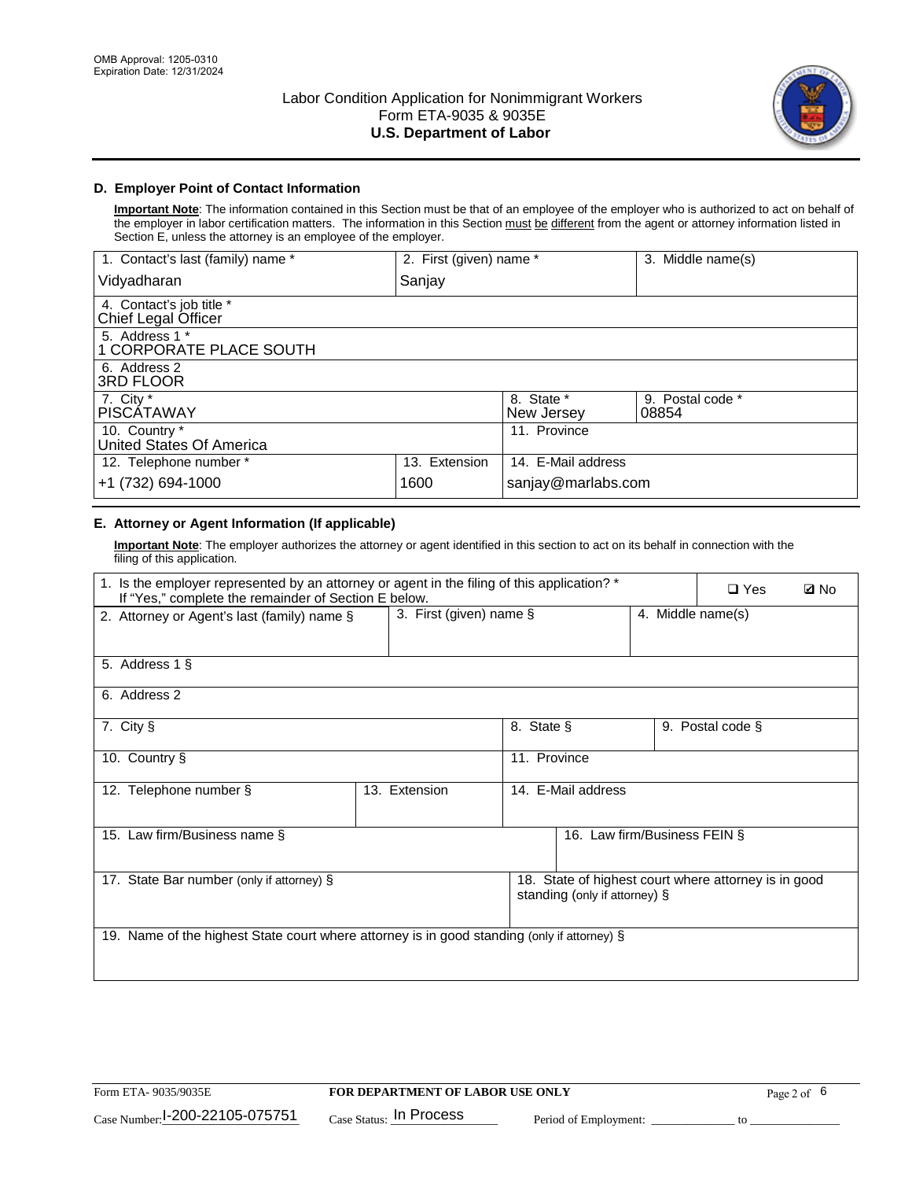## D. Employer Point of Contact Information

**Important Note**: The information contained in this Section must be that of an employee of the employer who is authorized to act on behalf of the employer in labor certification matters. The information in this Section must be different from the agent or attorney information listed in Section E, unless the attorney is an employee of the employer.

| 1. Contact's last (family) name * | 2. First (given) name * | 3. Middle name(s) |
|---|---|---|
| Vidyadharan | Sanjay | |
| 4. Contact's job title * Chief Legal Officer | | |
| 5. Address 1 * 1 CORPORATE PLACE SOUTH | | |
| 6. Address 2 3RD FLOOR | | |
| 7. City * PISCATAWAY | 8. State * New Jersey | 9. Postal code * 08854 |
| 10. Country * United States Of America | 11. Province | |
| 12. Telephone number * +1 (732) 694-1000 | 13. Extension 1600 | 14. E-Mail address sanjay@marlabs.com |

## E. Attorney or Agent Information (If applicable)

**Important Note**: The employer authorizes the attorney or agent identified in this section to act on its behalf in connection with the filing of this application.

| 1. Is the employer represented by an attorney or agent in the filing of this application? * If "Yes," complete the remainder of Section E below. | ❑ Yes | ☑ No |
|---|---|---|
| 2. Attorney or Agent's last (family) name § | 3. First (given) name § | 4. Middle name(s) |
| 5. Address 1 § | | |
| 6. Address 2 | | |
| 7. City § | 8. State § | 9. Postal code § |
| 10. Country § | 11. Province | |
| 12. Telephone number § | 13. Extension | 14. E-Mail address |
| 15. Law firm/Business name § | 16. Law firm/Business FEIN § | |
| 17. State Bar number (only if attorney) § | 18. State of highest court where attorney is in good standing (only if attorney) § | |
| 19. Name of the highest State court where attorney is in good standing (only if attorney) § | | |

Form ETA- 9035/9035E | **FOR DEPARTMENT OF LABOR USE ONLY**

Case Number: I-200-22105-075751 Case Status: In Process Period of Employment: _____________ to _______________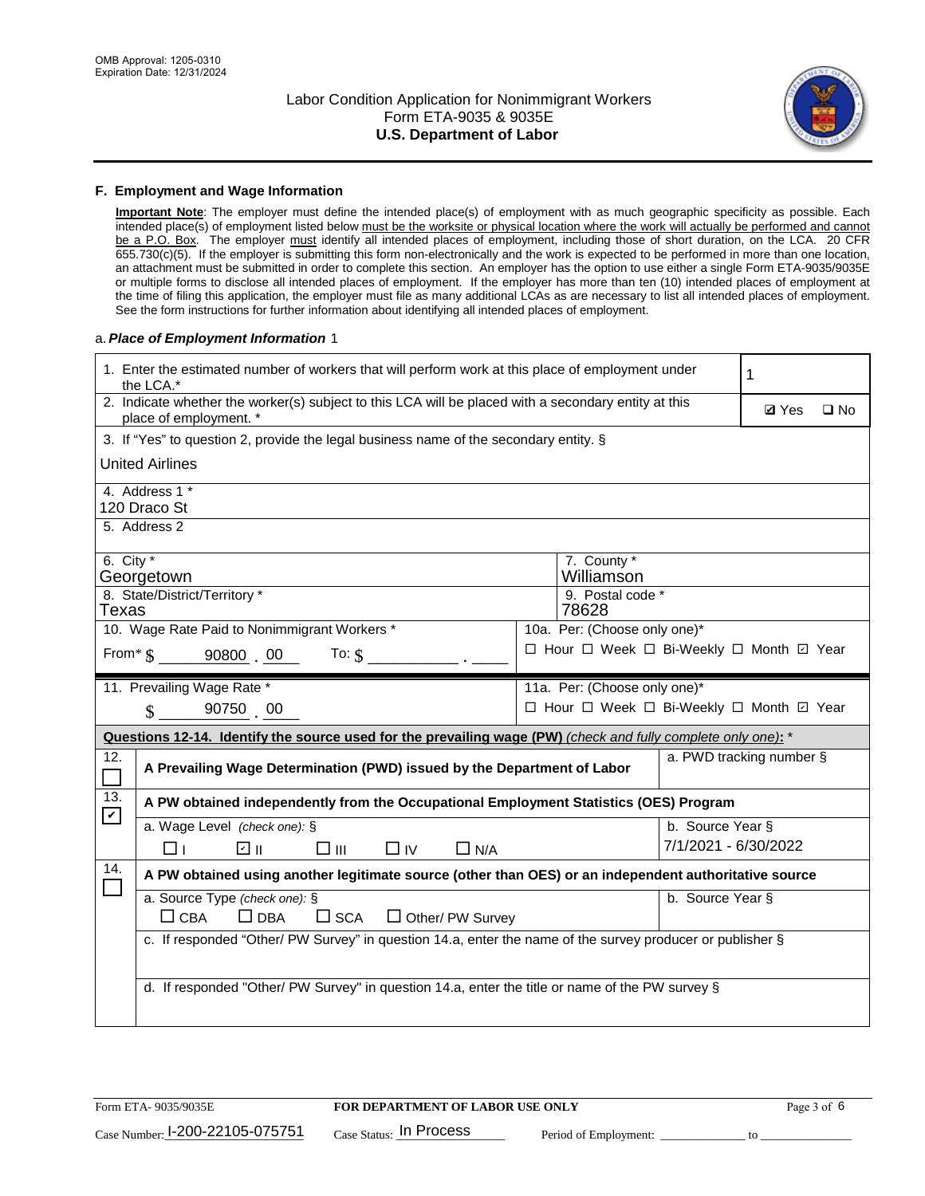OMB Approval: 1205-0310
Expiration Date: 12/31/2024

# Labor Condition Application for Nonimmigrant Workers
## Form ETA-9035 & 9035E
## U.S. Department of Labor

### F. Employment and Wage Information

**Important Note**: The employer must define the intended place(s) of employment with as much geographic specificity as possible. Each intended place(s) of employment listed below must be the worksite or physical location where the work will actually be performed and cannot be a P.O. Box. The employer must identify all intended places of employment, including those of short duration, on the LCA. 20 CFR 655.730(c)(5). If the employer is submitting this form non-electronically and the work is expected to be performed in more than one location, an attachment must be submitted in order to complete this section. An employer has the option to use either a single Form ETA-9035/9035E or multiple forms to disclose all intended places of employment. If the employer has more than ten (10) intended places of employment at the time of filing this application, the employer must file as many additional LCAs as are necessary to list all intended places of employment. See the form instructions for further information about identifying all intended places of employment.

a. ***Place of Employment Information*** 1

| | |
|---|---|
| 1. Enter the estimated number of workers that will perform work at this place of employment under the LCA.* | 1 |
| 2. Indicate whether the worker(s) subject to this LCA will be placed with a secondary entity at this place of employment. * | ☑ Yes ☐ No |
| 3. If "Yes" to question 2, provide the legal business name of the secondary entity. § United Airlines | |
| 4. Address 1 * 120 Draco St | |
| 5. Address 2 | |
| 6. City * Georgetown | 7. County * Williamson |
| 8. State/District/Territory * Texas | 9. Postal code * 78628 |
| 10. Wage Rate Paid to Nonimmigrant Workers * From* $ 90800 . 00 To: $ | 10a. Per: (Choose only one)* ☐ Hour ☐ Week ☐ Bi-Weekly ☐ Month ☑ Year |
| 11. Prevailing Wage Rate * $ 90750 . 00 | 11a. Per: (Choose only one)* ☐ Hour ☐ Week ☐ Bi-Weekly ☐ Month ☑ Year |

**Questions 12-14. Identify the source used for the prevailing wage (PW)** *(check and fully complete only one)*: *

| | | |
|---|---|---|
| 12. ☐ | **A Prevailing Wage Determination (PWD) issued by the Department of Labor** | a. PWD tracking number § |
| 13. ☑ | **A PW obtained independently from the Occupational Employment Statistics (OES) Program** | |
| | a. Wage Level *(check one)*: § ☐ I ☑ II ☐ III ☐ IV ☐ N/A | b. Source Year § 7/1/2021 - 6/30/2022 |
| 14. ☐ | **A PW obtained using another legitimate source (other than OES) or an independent authoritative source** | |
| | a. Source Type *(check one)*: § ☐ CBA ☐ DBA ☐ SCA ☐ Other/ PW Survey | b. Source Year § |
| | c. If responded "Other/ PW Survey" in question 14.a, enter the name of the survey producer or publisher § | |
| | d. If responded "Other/ PW Survey" in question 14.a, enter the title or name of the PW survey § | |

Form ETA- 9035/9035E | **FOR DEPARTMENT OF LABOR USE ONLY**

Case Number: I-200-22105-075751 Case Status: In Process Period of Employment: _____________ to _______________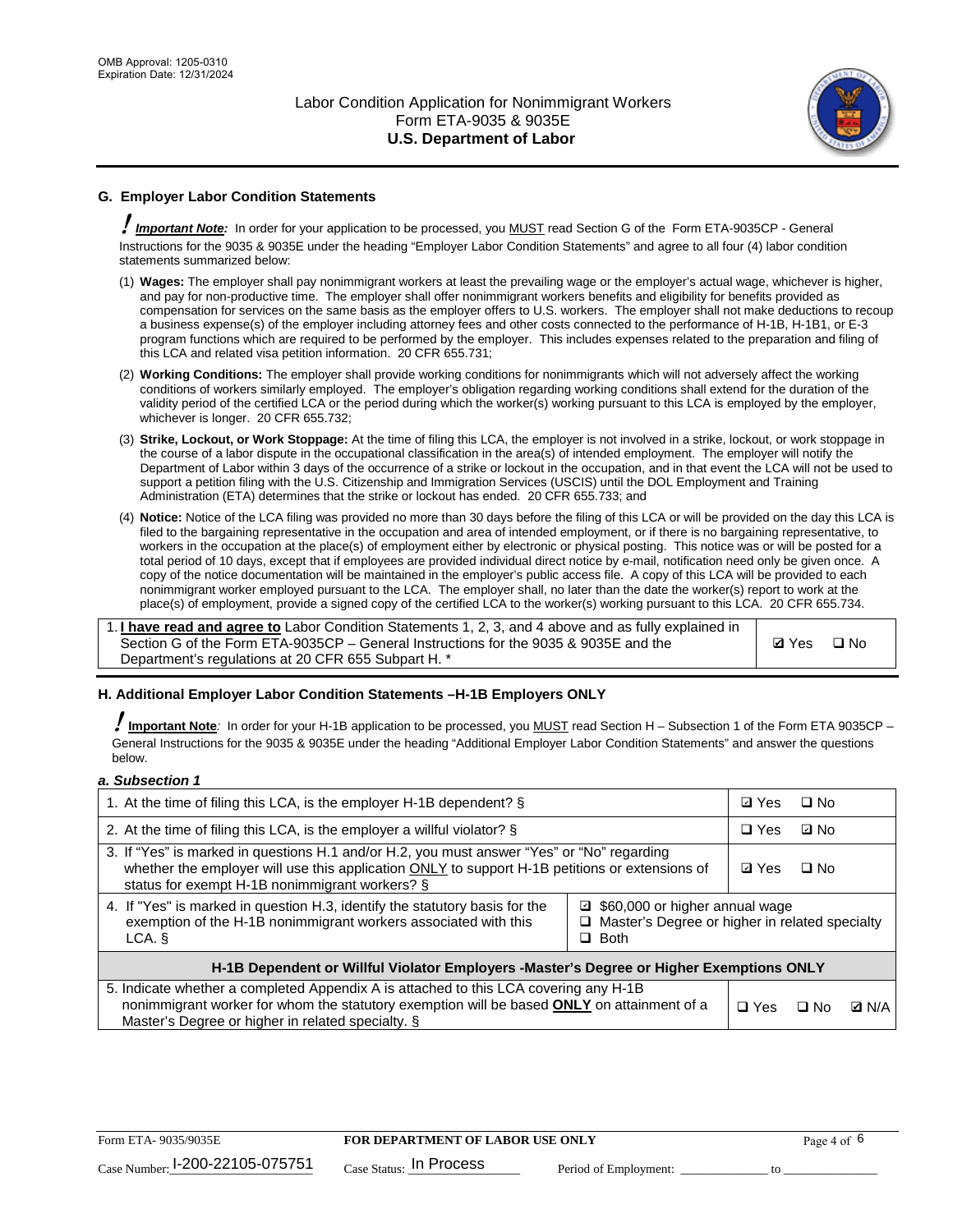## G. Employer Labor Condition Statements

! ***Important Note:*** In order for your application to be processed, you MUST read Section G of the Form ETA-9035CP - General Instructions for the 9035 & 9035E under the heading "Employer Labor Condition Statements" and agree to all four (4) labor condition statements summarized below:

(1) **Wages:** The employer shall pay nonimmigrant workers at least the prevailing wage or the employer's actual wage, whichever is higher, and pay for non-productive time. The employer shall offer nonimmigrant workers benefits and eligibility for benefits provided as compensation for services on the same basis as the employer offers to U.S. workers. The employer shall not make deductions to recoup a business expense(s) of the employer including attorney fees and other costs connected to the performance of H-1B, H-1B1, or E-3 program functions which are required to be performed by the employer. This includes expenses related to the preparation and filing of this LCA and related visa petition information. 20 CFR 655.731;

(2) **Working Conditions:** The employer shall provide working conditions for nonimmigrants which will not adversely affect the working conditions of workers similarly employed. The employer's obligation regarding working conditions shall extend for the duration of the validity period of the certified LCA or the period during which the worker(s) working pursuant to this LCA is employed by the employer, whichever is longer. 20 CFR 655.732;

(3) **Strike, Lockout, or Work Stoppage:** At the time of filing this LCA, the employer is not involved in a strike, lockout, or work stoppage in the course of a labor dispute in the occupational classification in the area(s) of intended employment. The employer will notify the Department of Labor within 3 days of the occurrence of a strike or lockout in the occupation, and in that event the LCA will not be used to support a petition filing with the U.S. Citizenship and Immigration Services (USCIS) until the DOL Employment and Training Administration (ETA) determines that the strike or lockout has ended. 20 CFR 655.733; and

(4) **Notice:** Notice of the LCA filing was provided no more than 30 days before the filing of this LCA or will be provided on the day this LCA is filed to the bargaining representative in the occupation and area of intended employment, or if there is no bargaining representative, to workers in the occupation at the place(s) of employment either by electronic or physical posting. This notice was or will be posted for a total period of 10 days, except that if employees are provided individual direct notice by e-mail, notification need only be given once. A copy of the notice documentation will be maintained in the employer's public access file. A copy of this LCA will be provided to each nonimmigrant worker employed pursuant to the LCA. The employer shall, no later than the date the worker(s) report to work at the place(s) of employment, provide a signed copy of the certified LCA to the worker(s) working pursuant to this LCA. 20 CFR 655.734.

| | |
|---|---|
| 1. **I have read and agree to** Labor Condition Statements 1, 2, 3, and 4 above and as fully explained in Section G of the Form ETA-9035CP – General Instructions for the 9035 & 9035E and the Department's regulations at 20 CFR 655 Subpart H. * | ☑ Yes ☐ No |

## H. Additional Employer Labor Condition Statements –H-1B Employers ONLY

! **Important Note**: In order for your H-1B application to be processed, you MUST read Section H – Subsection 1 of the Form ETA 9035CP – General Instructions for the 9035 & 9035E under the heading "Additional Employer Labor Condition Statements" and answer the questions below.

***a. Subsection 1***

| | |
|---|---|
| 1. At the time of filing this LCA, is the employer H-1B dependent? § | ☑ Yes ☐ No |
| 2. At the time of filing this LCA, is the employer a willful violator? § | ☐ Yes ☑ No |
| 3. If "Yes" is marked in questions H.1 and/or H.2, you must answer "Yes" or "No" regarding whether the employer will use this application ONLY to support H-1B petitions or extensions of status for exempt H-1B nonimmigrant workers? § | ☑ Yes ☐ No |
| 4. If "Yes" is marked in question H.3, identify the statutory basis for the exemption of the H-1B nonimmigrant workers associated with this LCA. § | ☑ $60,000 or higher annual wage<br>☐ Master's Degree or higher in related specialty<br>☐ Both |
| **H-1B Dependent or Willful Violator Employers -Master's Degree or Higher Exemptions ONLY** | |
| 5. Indicate whether a completed Appendix A is attached to this LCA covering any H-1B nonimmigrant worker for whom the statutory exemption will be based **ONLY** on attainment of a Master's Degree or higher in related specialty. § | ☐ Yes ☐ No ☑ N/A |

Form ETA- 9035/9035E **FOR DEPARTMENT OF LABOR USE ONLY**

Case Number: I-200-22105-075751 Case Status: In Process Period of Employment: _____________ to _____________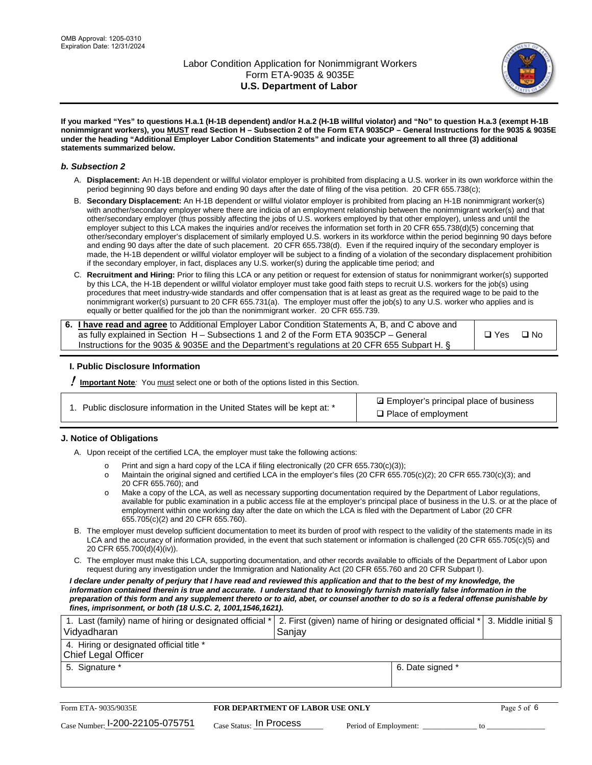If you marked "Yes" to questions H.a.1 (H-1B dependent) and/or H.a.2 (H-1B willful violator) and "No" to question H.a.3 (exempt H-1B nonimmigrant workers), you MUST read Section H – Subsection 2 of the Form ETA 9035CP – General Instructions for the 9035 & 9035E under the heading "Additional Employer Labor Condition Statements" and indicate your agreement to all three (3) additional statements summarized below.

### *b. Subsection 2*

A. **Displacement:** An H-1B dependent or willful violator employer is prohibited from displacing a U.S. worker in its own workforce within the period beginning 90 days before and ending 90 days after the date of filing of the visa petition. 20 CFR 655.738(c);

B. **Secondary Displacement:** An H-1B dependent or willful violator employer is prohibited from placing an H-1B nonimmigrant worker(s) with another/secondary employer where there are indicia of an employment relationship between the nonimmigrant worker(s) and that other/secondary employer (thus possibly affecting the jobs of U.S. workers employed by that other employer), unless and until the employer subject to this LCA makes the inquiries and/or receives the information set forth in 20 CFR 655.738(d)(5) concerning that other/secondary employer's displacement of similarly employed U.S. workers in its workforce within the period beginning 90 days before and ending 90 days after the date of such placement. 20 CFR 655.738(d). Even if the required inquiry of the secondary employer is made, the H-1B dependent or willful violator employer will be subject to a finding of a violation of the secondary displacement prohibition if the secondary employer, in fact, displaces any U.S. worker(s) during the applicable time period; and

C. **Recruitment and Hiring:** Prior to filing this LCA or any petition or request for extension of status for nonimmigrant worker(s) supported by this LCA, the H-1B dependent or willful violator employer must take good faith steps to recruit U.S. workers for the job(s) using procedures that meet industry-wide standards and offer compensation that is at least as great as the required wage to be paid to the nonimmigrant worker(s) pursuant to 20 CFR 655.731(a). The employer must offer the job(s) to any U.S. worker who applies and is equally or better qualified for the job than the nonimmigrant worker. 20 CFR 655.739.

| 6. **I have read and agree** to Additional Employer Labor Condition Statements A, B, and C above and as fully explained in Section H – Subsections 1 and 2 of the Form ETA 9035CP – General Instructions for the 9035 & 9035E and the Department's regulations at 20 CFR 655 Subpart H. § | ❑ Yes ❑ No |
|---|---|

### I. Public Disclosure Information

**! Important Note**: You must select one or both of the options listed in this Section.

| 1. Public disclosure information in the United States will be kept at: * | ☑ Employer's principal place of business<br>❑ Place of employment |
|---|---|

### J. Notice of Obligations

A. Upon receipt of the certified LCA, the employer must take the following actions:

- Print and sign a hard copy of the LCA if filing electronically (20 CFR 655.730(c)(3));
- Maintain the original signed and certified LCA in the employer's files (20 CFR 655.705(c)(2); 20 CFR 655.730(c)(3); and 20 CFR 655.760); and
- Make a copy of the LCA, as well as necessary supporting documentation required by the Department of Labor regulations, available for public examination in a public access file at the employer's principal place of business in the U.S. or at the place of employment within one working day after the date on which the LCA is filed with the Department of Labor (20 CFR 655.705(c)(2) and 20 CFR 655.760).

B. The employer must develop sufficient documentation to meet its burden of proof with respect to the validity of the statements made in its LCA and the accuracy of information provided, in the event that such statement or information is challenged (20 CFR 655.705(c)(5) and 20 CFR 655.700(d)(4)(iv)).

C. The employer must make this LCA, supporting documentation, and other records available to officials of the Department of Labor upon request during any investigation under the Immigration and Nationality Act (20 CFR 655.760 and 20 CFR Subpart I).

***I declare under penalty of perjury that I have read and reviewed this application and that to the best of my knowledge, the information contained therein is true and accurate. I understand that to knowingly furnish materially false information in the preparation of this form and any supplement thereto or to aid, abet, or counsel another to do so is a federal offense punishable by fines, imprisonment, or both (18 U.S.C. 2, 1001,1546,1621).***

| 1. Last (family) name of hiring or designated official *<br>Vidyadharan | 2. First (given) name of hiring or designated official *<br>Sanjay | 3. Middle initial § |
|---|---|---|
| 4. Hiring or designated official title *<br>Chief Legal Officer | | |
| 5. Signature * | 6. Date signed * | |

Form ETA- 9035/9035E | **FOR DEPARTMENT OF LABOR USE ONLY**

Case Number: I-200-22105-075751 Case Status: In Process Period of Employment: _____________ to _____________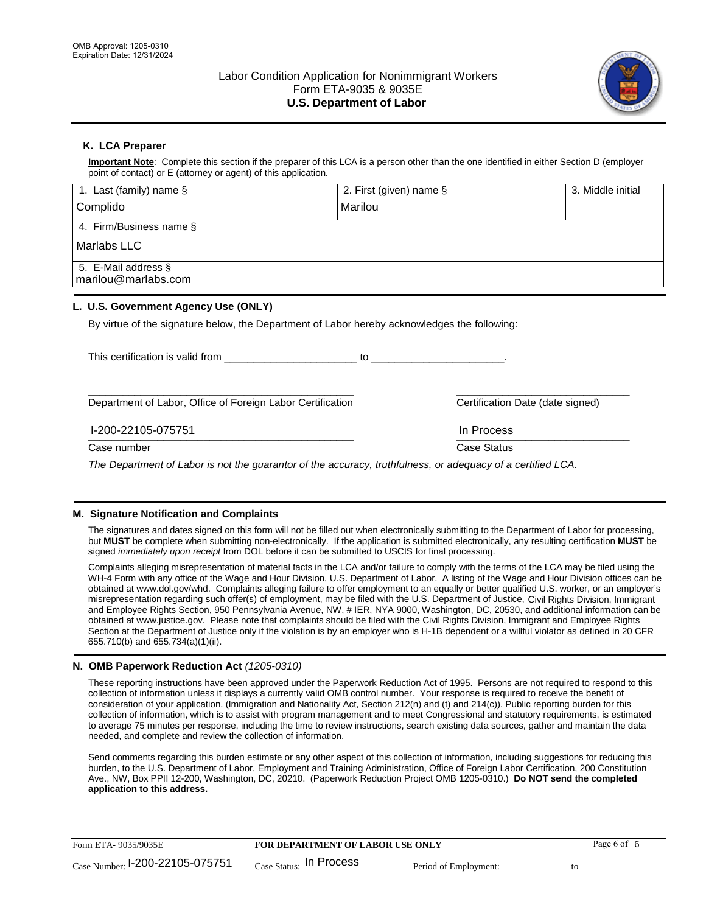### K. LCA Preparer

**Important Note**: Complete this section if the preparer of this LCA is a person other than the one identified in either Section D (employer point of contact) or E (attorney or agent) of this application.

| 1. Last (family) name § | 2. First (given) name § | 3. Middle initial |
|---|---|---|
| Complido | Marilou | |
| 4. Firm/Business name § | | |
| Marlabs LLC | | |
| 5. E-Mail address § | | |
| marilou@marlabs.com | | |

### L. U.S. Government Agency Use (ONLY)

By virtue of the signature below, the Department of Labor hereby acknowledges the following:

This certification is valid from ______________________ to ______________________.

Department of Labor, Office of Foreign Labor Certification

Certification Date (date signed)

I-200-22105-075751

Case number

In Process

Case Status

*The Department of Labor is not the guarantor of the accuracy, truthfulness, or adequacy of a certified LCA.*

### M. Signature Notification and Complaints

The signatures and dates signed on this form will not be filled out when electronically submitting to the Department of Labor for processing, but **MUST** be complete when submitting non-electronically. If the application is submitted electronically, any resulting certification **MUST** be signed *immediately upon receipt* from DOL before it can be submitted to USCIS for final processing.

Complaints alleging misrepresentation of material facts in the LCA and/or failure to comply with the terms of the LCA may be filed using the WH-4 Form with any office of the Wage and Hour Division, U.S. Department of Labor. A listing of the Wage and Hour Division offices can be obtained at www.dol.gov/whd. Complaints alleging failure to offer employment to an equally or better qualified U.S. worker, or an employer's misrepresentation regarding such offer(s) of employment, may be filed with the U.S. Department of Justice, Civil Rights Division, Immigrant and Employee Rights Section, 950 Pennsylvania Avenue, NW, # IER, NYA 9000, Washington, DC, 20530, and additional information can be obtained at www.justice.gov. Please note that complaints should be filed with the Civil Rights Division, Immigrant and Employee Rights Section at the Department of Justice only if the violation is by an employer who is H-1B dependent or a willful violator as defined in 20 CFR 655.710(b) and 655.734(a)(1)(ii).

### N. OMB Paperwork Reduction Act *(1205-0310)*

These reporting instructions have been approved under the Paperwork Reduction Act of 1995. Persons are not required to respond to this collection of information unless it displays a currently valid OMB control number. Your response is required to receive the benefit of consideration of your application. (Immigration and Nationality Act, Section 212(n) and (t) and 214(c)). Public reporting burden for this collection of information, which is to assist with program management and to meet Congressional and statutory requirements, is estimated to average 75 minutes per response, including the time to review instructions, search existing data sources, gather and maintain the data needed, and complete and review the collection of information.

Send comments regarding this burden estimate or any other aspect of this collection of information, including suggestions for reducing this burden, to the U.S. Department of Labor, Employment and Training Administration, Office of Foreign Labor Certification, 200 Constitution Ave., NW, Box PPII 12-200, Washington, DC, 20210. (Paperwork Reduction Project OMB 1205-0310.) **Do NOT send the completed application to this address.**